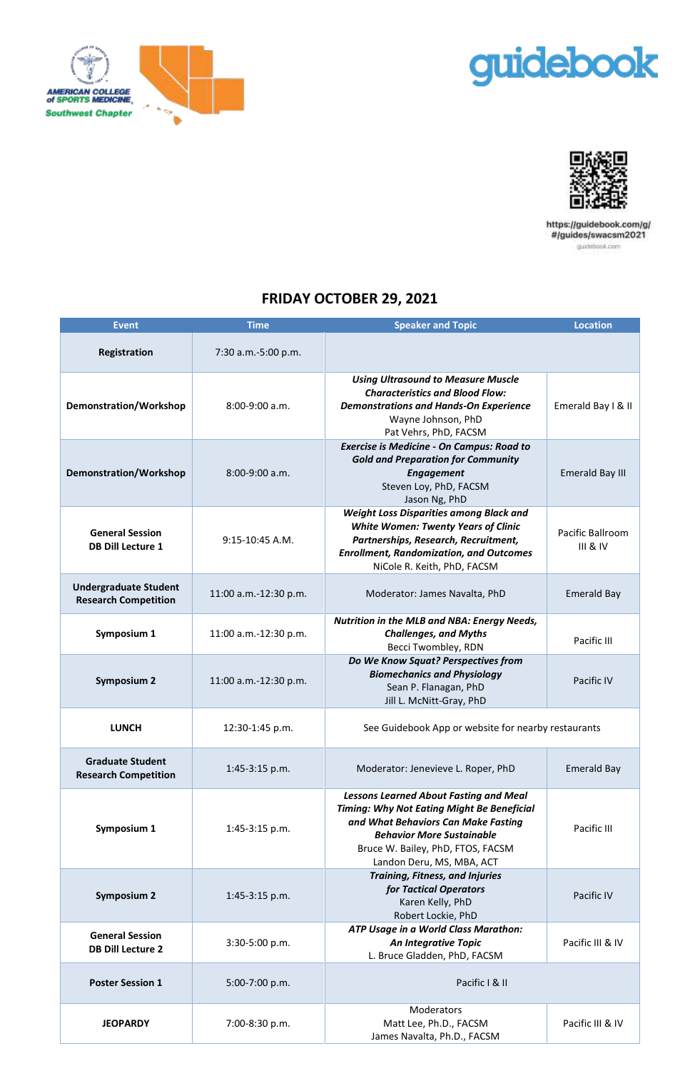AMERICAN COLLEGE of SPORTS MEDICINE Southwest Chapter

guidebook

https://guidebook.com/g/#/guides/swacsm2021

guidebook.com

## FRIDAY OCTOBER 29, 2021

| Event | Time | Speaker and Topic | Location |
|---|---|---|---|
| **Registration** | 7:30 a.m.-5:00 p.m. | | |
| **Demonstration/Workshop** | 8:00-9:00 a.m. | ***Using Ultrasound to Measure Muscle Characteristics and Blood Flow: Demonstrations and Hands-On Experience*** Wayne Johnson, PhD Pat Vehrs, PhD, FACSM | Emerald Bay I & II |
| **Demonstration/Workshop** | 8:00-9:00 a.m. | ***Exercise is Medicine - On Campus: Road to Gold and Preparation for Community Engagement*** Steven Loy, PhD, FACSM Jason Ng, PhD | Emerald Bay III |
| **General Session DB Dill Lecture 1** | 9:15-10:45 A.M. | ***Weight Loss Disparities among Black and White Women: Twenty Years of Clinic Partnerships, Research, Recruitment, Enrollment, Randomization, and Outcomes*** NiCole R. Keith, PhD, FACSM | Pacific Ballroom III & IV |
| **Undergraduate Student Research Competition** | 11:00 a.m.-12:30 p.m. | Moderator: James Navalta, PhD | Emerald Bay |
| **Symposium 1** | 11:00 a.m.-12:30 p.m. | ***Nutrition in the MLB and NBA: Energy Needs, Challenges, and Myths*** Becci Twombley, RDN | Pacific III |
| **Symposium 2** | 11:00 a.m.-12:30 p.m. | ***Do We Know Squat? Perspectives from Biomechanics and Physiology*** Sean P. Flanagan, PhD Jill L. McNitt-Gray, PhD | Pacific IV |
| **LUNCH** | 12:30-1:45 p.m. | See Guidebook App or website for nearby restaurants | |
| **Graduate Student Research Competition** | 1:45-3:15 p.m. | Moderator: Jenevieve L. Roper, PhD | Emerald Bay |
| **Symposium 1** | 1:45-3:15 p.m. | ***Lessons Learned About Fasting and Meal Timing: Why Not Eating Might Be Beneficial and What Behaviors Can Make Fasting Behavior More Sustainable*** Bruce W. Bailey, PhD, FTOS, FACSM Landon Deru, MS, MBA, ACT | Pacific III |
| **Symposium 2** | 1:45-3:15 p.m. | ***Training, Fitness, and Injuries for Tactical Operators*** Karen Kelly, PhD Robert Lockie, PhD | Pacific IV |
| **General Session DB Dill Lecture 2** | 3:30-5:00 p.m. | ***ATP Usage in a World Class Marathon: An Integrative Topic*** L. Bruce Gladden, PhD, FACSM | Pacific III & IV |
| **Poster Session 1** | 5:00-7:00 p.m. | Pacific I & II | |
| **JEOPARDY** | 7:00-8:30 p.m. | Moderators Matt Lee, Ph.D., FACSM James Navalta, Ph.D., FACSM | Pacific III & IV |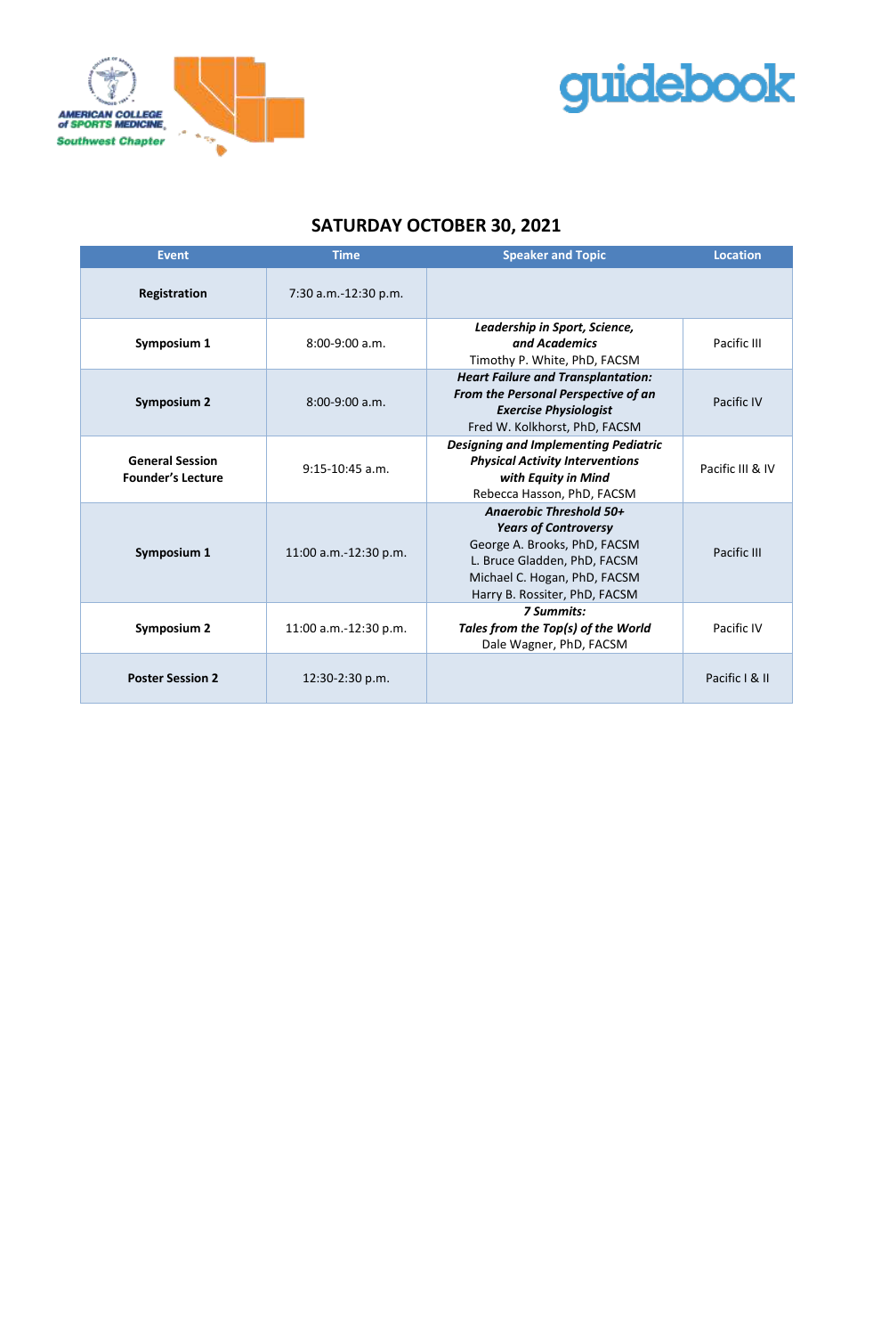## SATURDAY OCTOBER 30, 2021

| Event | Time | Speaker and Topic | Location |
|---|---|---|---|
| **Registration** | 7:30 a.m.-12:30 p.m. | | |
| **Symposium 1** | 8:00-9:00 a.m. | ***Leadership in Sport, Science, and Academics*** Timothy P. White, PhD, FACSM | Pacific III |
| **Symposium 2** | 8:00-9:00 a.m. | ***Heart Failure and Transplantation: From the Personal Perspective of an Exercise Physiologist*** Fred W. Kolkhorst, PhD, FACSM | Pacific IV |
| **General Session Founder's Lecture** | 9:15-10:45 a.m. | ***Designing and Implementing Pediatric Physical Activity Interventions with Equity in Mind*** Rebecca Hasson, PhD, FACSM | Pacific III & IV |
| **Symposium 1** | 11:00 a.m.-12:30 p.m. | ***Anaerobic Threshold 50+ Years of Controversy*** George A. Brooks, PhD, FACSM L. Bruce Gladden, PhD, FACSM Michael C. Hogan, PhD, FACSM Harry B. Rossiter, PhD, FACSM | Pacific III |
| **Symposium 2** | 11:00 a.m.-12:30 p.m. | ***7 Summits: Tales from the Top(s) of the World*** Dale Wagner, PhD, FACSM | Pacific IV |
| **Poster Session 2** | 12:30-2:30 p.m. | | Pacific I & II |